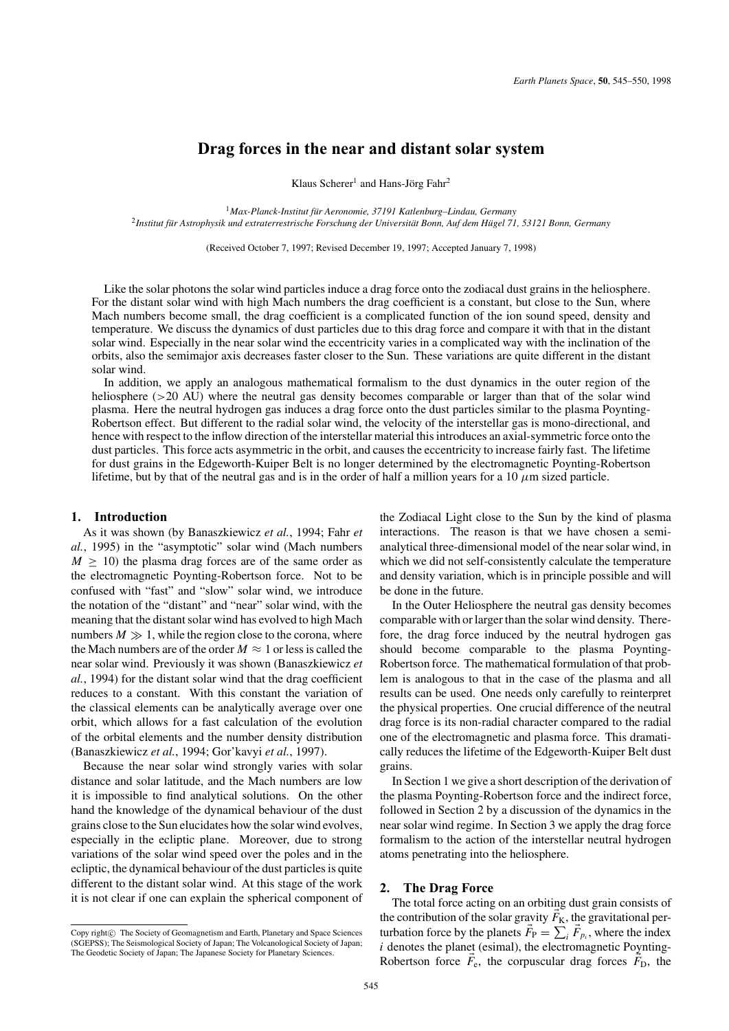# Drag forces in the near and distant solar system

Klaus Scherer[1] and Hans-Jörg Fahr[2]

[1]*Max-Planck-Institut für Aeronomie, 37191 Katlenburg–Lindau, Germany*
[2]*Institut für Astrophysik und extraterrestrische Forschung der Universität Bonn, Auf dem Hügel 71, 53121 Bonn, Germany*

(Received October 7, 1997; Revised December 19, 1997; Accepted January 7, 1998)

Like the solar photons the solar wind particles induce a drag force onto the zodiacal dust grains in the heliosphere. For the distant solar wind with high Mach numbers the drag coefficient is a constant, but close to the Sun, where Mach numbers become small, the drag coefficient is a complicated function of the ion sound speed, density and temperature. We discuss the dynamics of dust particles due to this drag force and compare it with that in the distant solar wind. Especially in the near solar wind the eccentricity varies in a complicated way with the inclination of the orbits, also the semimajor axis decreases faster closer to the Sun. These variations are quite different in the distant solar wind.

In addition, we apply an analogous mathematical formalism to the dust dynamics in the outer region of the heliosphere (>20 AU) where the neutral gas density becomes comparable or larger than that of the solar wind plasma. Here the neutral hydrogen gas induces a drag force onto the dust particles similar to the plasma Poynting-Robertson effect. But different to the radial solar wind, the velocity of the interstellar gas is mono-directional, and hence with respect to the inflow direction of the interstellar material this introduces an axial-symmetric force onto the dust particles. This force acts asymmetric in the orbit, and causes the eccentricity to increase fairly fast. The lifetime for dust grains in the Edgeworth-Kuiper Belt is no longer determined by the electromagnetic Poynting-Robertson lifetime, but by that of the neutral gas and is in the order of half a million years for a 10 $\mu$m sized particle.

## 1. Introduction

As it was shown (by Banaszkiewicz *et al.*, 1994; Fahr *et al.*, 1995) in the "asymptotic" solar wind (Mach numbers $M \geq 10$) the plasma drag forces are of the same order as the electromagnetic Poynting-Robertson force. Not to be confused with "fast" and "slow" solar wind, we introduce the notation of the "distant" and "near" solar wind, with the meaning that the distant solar wind has evolved to high Mach numbers $M \gg 1$, while the region close to the corona, where the Mach numbers are of the order $M \approx 1$ or less is called the near solar wind. Previously it was shown (Banaszkiewicz *et al.*, 1994) for the distant solar wind that the drag coefficient reduces to a constant. With this constant the variation of the classical elements can be analytically average over one orbit, which allows for a fast calculation of the evolution of the orbital elements and the number density distribution (Banaszkiewicz *et al.*, 1994; Gor'kavyi *et al.*, 1997).

Because the near solar wind strongly varies with solar distance and solar latitude, and the Mach numbers are low it is impossible to find analytical solutions. On the other hand the knowledge of the dynamical behaviour of the dust grains close to the Sun elucidates how the solar wind evolves, especially in the ecliptic plane. Moreover, due to strong variations of the solar wind speed over the poles and in the ecliptic, the dynamical behaviour of the dust particles is quite different to the distant solar wind. At this stage of the work it is not clear if one can explain the spherical component of the Zodiacal Light close to the Sun by the kind of plasma interactions. The reason is that we have chosen a semi-analytical three-dimensional model of the near solar wind, in which we did not self-consistently calculate the temperature and density variation, which is in principle possible and will be done in the future.

In the Outer Heliosphere the neutral gas density becomes comparable with or larger than the solar wind density. Therefore, the drag force induced by the neutral hydrogen gas should become comparable to the plasma Poynting-Robertson force. The mathematical formulation of that problem is analogous to that in the case of the plasma and all results can be used. One needs only carefully to reinterpret the physical properties. One crucial difference of the neutral drag force is its non-radial character compared to the radial one of the electromagnetic and plasma force. This dramatically reduces the lifetime of the Edgeworth-Kuiper Belt dust grains.

In Section 1 we give a short description of the derivation of the plasma Poynting-Robertson force and the indirect force, followed in Section 2 by a discussion of the dynamics in the near solar wind regime. In Section 3 we apply the drag force formalism to the action of the interstellar neutral hydrogen atoms penetrating into the heliosphere.

## 2. The Drag Force

The total force acting on an orbiting dust grain consists of the contribution of the solar gravity $\vec{F}_K$, the gravitational perturbation force by the planets $\vec{F}_P = \sum_i \vec{F}_{p_i}$, where the index $i$ denotes the planet (esimal), the electromagnetic Poynting-Robertson force $\vec{F}_e$, the corpuscular drag forces $\vec{F}_D$, the

Copy right© The Society of Geomagnetism and Earth, Planetary and Space Sciences (SGEPSS); The Seismological Society of Japan; The Volcanological Society of Japan; The Geodetic Society of Japan; The Japanese Society for Planetary Sciences.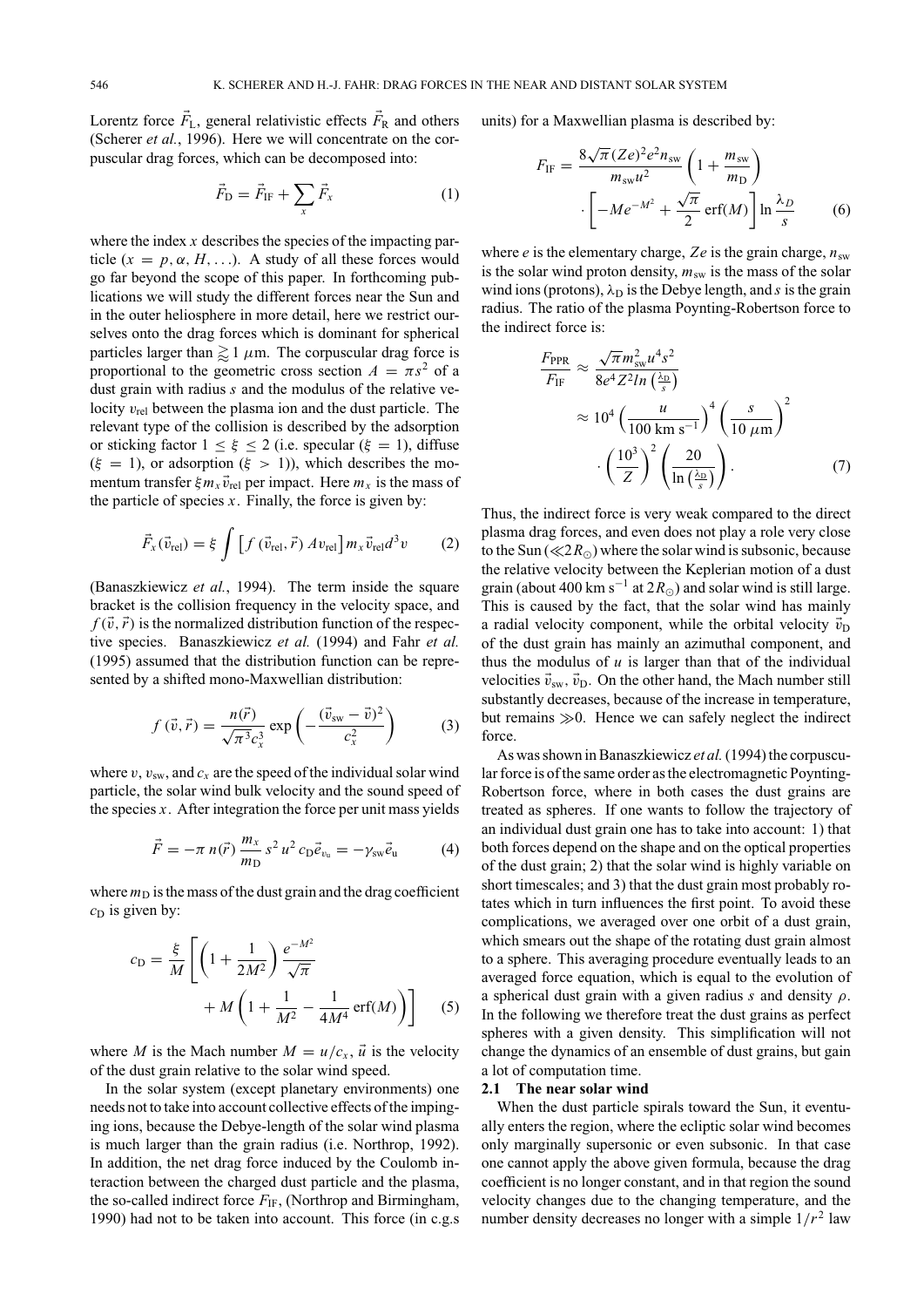Lorentz force $\vec{F}_L$, general relativistic effects $\vec{F}_R$ and others (Scherer *et al.*, 1996). Here we will concentrate on the corpuscular drag forces, which can be decomposed into:

$$\vec{F}_D = \vec{F}_{IF} + \sum_x \vec{F}_x \tag{1}$$

where the index $x$ describes the species of the impacting particle ($x = p, \alpha, H, \ldots$). A study of all these forces would go far beyond the scope of this paper. In forthcoming publications we will study the different forces near the Sun and in the outer heliosphere in more detail, here we restrict ourselves onto the drag forces which is dominant for spherical particles larger than $\gtrsim 1\ \mu$m. The corpuscular drag force is proportional to the geometric cross section $A = \pi s^2$ of a dust grain with radius $s$ and the modulus of the relative velocity $v_{rel}$ between the plasma ion and the dust particle. The relevant type of the collision is described by the adsorption or sticking factor $1 \leq \xi \leq 2$ (i.e. specular ($\xi = 1$), diffuse ($\xi = 1$), or adsorption ($\xi > 1$)), which describes the momentum transfer $\xi m_x \vec{v}_{rel}$ per impact. Here $m_x$ is the mass of the particle of species $x$. Finally, the force is given by:

$$\vec{F}_x(\vec{v}_{rel}) = \xi \int \left[ f(\vec{v}_{rel}, \vec{r})\, A v_{rel} \right] m_x \vec{v}_{rel} d^3 v \tag{2}$$

(Banaszkiewicz *et al.*, 1994). The term inside the square bracket is the collision frequency in the velocity space, and $f(\vec{v}, \vec{r})$ is the normalized distribution function of the respective species. Banaszkiewicz *et al.* (1994) and Fahr *et al.* (1995) assumed that the distribution function can be represented by a shifted mono-Maxwellian distribution:

$$f(\vec{v}, \vec{r}) = \frac{n(\vec{r})}{\sqrt{\pi^3} c_x^3} \exp\left( - \frac{(\vec{v}_{sw} - \vec{v})^2}{c_x^2} \right) \tag{3}$$

where $v$, $v_{sw}$, and $c_x$ are the speed of the individual solar wind particle, the solar wind bulk velocity and the sound speed of the species $x$. After integration the force per unit mass yields

$$\vec{F} = -\pi\, n(\vec{r}) \frac{m_x}{m_D} s^2 u^2 c_D \vec{e}_{v_u} = -\gamma_{sw} \vec{e}_u \tag{4}$$

where $m_D$ is the mass of the dust grain and the drag coefficient $c_D$ is given by:

$$c_D = \frac{\xi}{M} \left[ \left( 1 + \frac{1}{2M^2} \right) \frac{e^{-M^2}}{\sqrt{\pi}} + M \left( 1 + \frac{1}{M^2} - \frac{1}{4M^4} \operatorname{erf}(M) \right) \right] \tag{5}$$

where $M$ is the Mach number $M = u/c_x$, $\vec{u}$ is the velocity of the dust grain relative to the solar wind speed.

In the solar system (except planetary environments) one needs not to take into account collective effects of the impinging ions, because the Debye-length of the solar wind plasma is much larger than the grain radius (i.e. Northrop, 1992). In addition, the net drag force induced by the Coulomb interaction between the charged dust particle and the plasma, the so-called indirect force $F_{IF}$, (Northrop and Birmingham, 1990) had not to be taken into account. This force (in c.g.s units) for a Maxwellian plasma is described by:

$$F_{IF} = \frac{8\sqrt{\pi}(Ze)^2 e^2 n_{sw}}{m_{sw} u^2} \left( 1 + \frac{m_{sw}}{m_D} \right) \cdot \left[ -M e^{-M^2} + \frac{\sqrt{\pi}}{2} \operatorname{erf}(M) \right] \ln \frac{\lambda_D}{s} \tag{6}$$

where $e$ is the elementary charge, $Ze$ is the grain charge, $n_{sw}$ is the solar wind proton density, $m_{sw}$ is the mass of the solar wind ions (protons), $\lambda_D$ is the Debye length, and $s$ is the grain radius. The ratio of the plasma Poynting-Robertson force to the indirect force is:

$$\begin{aligned} \frac{F_{PPR}}{F_{IF}} &\approx \frac{\sqrt{\pi} m_{sw}^2 u^4 s^2}{8 e^4 Z^2 ln\left(\frac{\lambda_D}{s}\right)} \\ &\approx 10^4 \left( \frac{u}{100\ \text{km s}^{-1}} \right)^4 \left( \frac{s}{10\ \mu\text{m}} \right)^2 \cdot \left( \frac{10^3}{Z} \right)^2 \left( \frac{20}{\ln\left(\frac{\lambda_D}{s}\right)} \right). \end{aligned} \tag{7}$$

Thus, the indirect force is very weak compared to the direct plasma drag forces, and even does not play a role very close to the Sun ($\ll 2R_\odot$) where the solar wind is subsonic, because the relative velocity between the Keplerian motion of a dust grain (about 400 km s$^{-1}$ at $2R_\odot$) and solar wind is still large. This is caused by the fact, that the solar wind has mainly a radial velocity component, while the orbital velocity $\vec{v}_D$ of the dust grain has mainly an azimuthal component, and thus the modulus of $u$ is larger than that of the individual velocities $\vec{v}_{sw}$, $\vec{v}_D$. On the other hand, the Mach number still substantly decreases, because of the increase in temperature, but remains $\gg 0$. Hence we can safely neglect the indirect force.

As was shown in Banaszkiewicz *et al.* (1994) the corpuscular force is of the same order as the electromagnetic Poynting-Robertson force, where in both cases the dust grains are treated as spheres. If one wants to follow the trajectory of an individual dust grain one has to take into account: 1) that both forces depend on the shape and on the optical properties of the dust grain; 2) that the solar wind is highly variable on short timescales; and 3) that the dust grain most probably rotates which in turn influences the first point. To avoid these complications, we averaged over one orbit of a dust grain, which smears out the shape of the rotating dust grain almost to a sphere. This averaging procedure eventually leads to an averaged force equation, which is equal to the evolution of a spherical dust grain with a given radius $s$ and density $\rho$. In the following we therefore treat the dust grains as perfect spheres with a given density. This simplification will not change the dynamics of an ensemble of dust grains, but gain a lot of computation time.

### 2.1 The near solar wind

When the dust particle spirals toward the Sun, it eventually enters the region, where the ecliptic solar wind becomes only marginally supersonic or even subsonic. In that case one cannot apply the above given formula, because the drag coefficient is no longer constant, and in that region the sound velocity changes due to the changing temperature, and the number density decreases no longer with a simple $1/r^2$ law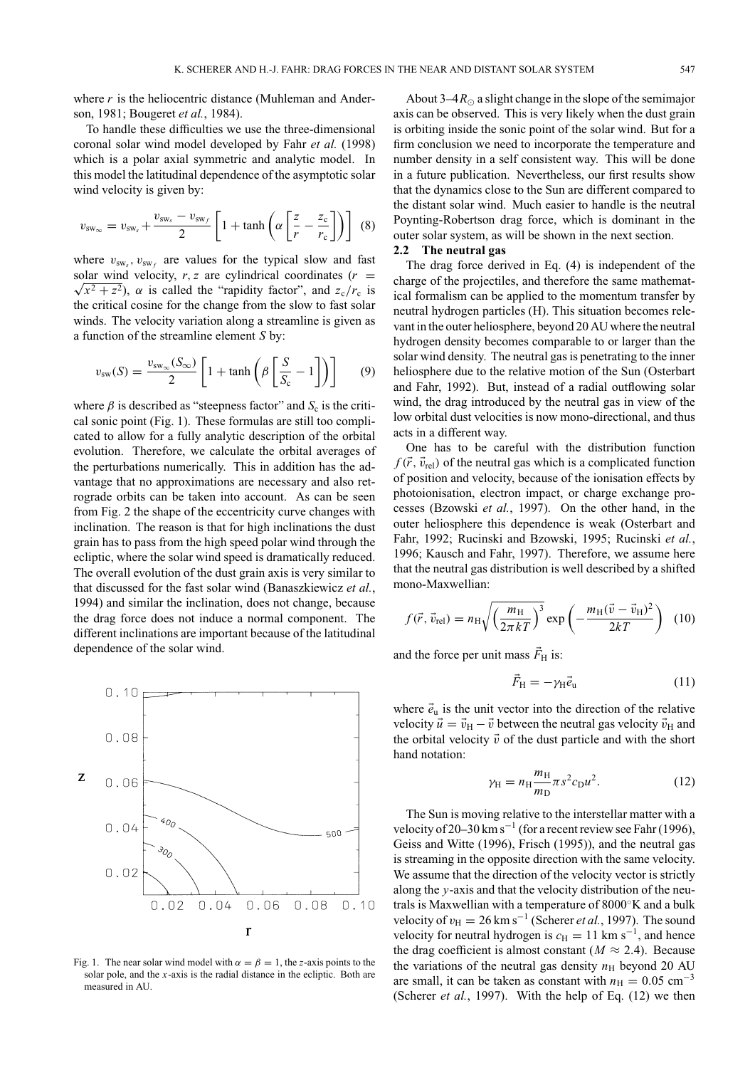where $r$ is the heliocentric distance (Muhleman and Anderson, 1981; Bougeret *et al.*, 1984).

To handle these difficulties we use the three-dimensional coronal solar wind model developed by Fahr *et al.* (1998) which is a polar axial symmetric and analytic model. In this model the latitudinal dependence of the asymptotic solar wind velocity is given by:

$$v_{\mathrm{sw}_\infty} = v_{\mathrm{sw}_s} + \frac{v_{\mathrm{sw}_s} - v_{\mathrm{sw}_f}}{2}\left[1 + \tanh\left(\alpha\left[\frac{z}{r} - \frac{z_c}{r_c}\right]\right)\right] \quad (8)$$

where $v_{\mathrm{sw}_s}$, $v_{\mathrm{sw}_f}$ are values for the typical slow and fast solar wind velocity, $r, z$ are cylindrical coordinates ($r = \sqrt{x^2 + z^2}$), $\alpha$ is called the "rapidity factor", and $z_c/r_c$ is the critical cosine for the change from the slow to fast solar winds. The velocity variation along a streamline is given as a function of the streamline element $S$ by:

$$v_{\mathrm{sw}}(S) = \frac{v_{\mathrm{sw}_\infty}(S_\infty)}{2}\left[1 + \tanh\left(\beta\left[\frac{S}{S_c} - 1\right]\right)\right] \quad (9)$$

where $\beta$ is described as "steepness factor" and $S_c$ is the critical sonic point (Fig. 1). These formulas are still too complicated to allow for a fully analytic description of the orbital evolution. Therefore, we calculate the orbital averages of the perturbations numerically. This in addition has the advantage that no approximations are necessary and also retrograde orbits can be taken into account. As can be seen from Fig. 2 the shape of the eccentricity curve changes with inclination. The reason is that for high inclinations the dust grain has to pass from the high speed polar wind through the ecliptic, where the solar wind speed is dramatically reduced. The overall evolution of the dust grain axis is very similar to that discussed for the fast solar wind (Banaszkiewicz *et al.*, 1994) and similar the inclination, does not change, because the drag force does not induce a normal component. The different inclinations are important because of the latitudinal dependence of the solar wind.

Fig. 1. The near solar wind model with $\alpha = \beta = 1$, the $z$-axis points to the solar pole, and the $x$-axis is the radial distance in the ecliptic. Both are measured in AU.

About 3–4$R_\odot$ a slight change in the slope of the semimajor axis can be observed. This is very likely when the dust grain is orbiting inside the sonic point of the solar wind. But for a firm conclusion we need to incorporate the temperature and number density in a self consistent way. This will be done in a future publication. Nevertheless, our first results show that the dynamics close to the Sun are different compared to the distant solar wind. Much easier to handle is the neutral Poynting-Robertson drag force, which is dominant in the outer solar system, as will be shown in the next section.

## 2.2 The neutral gas

The drag force derived in Eq. (4) is independent of the charge of the projectiles, and therefore the same mathematical formalism can be applied to the momentum transfer by neutral hydrogen particles (H). This situation becomes relevant in the outer heliosphere, beyond 20 AU where the neutral hydrogen density becomes comparable to or larger than the solar wind density. The neutral gas is penetrating to the inner heliosphere due to the relative motion of the Sun (Osterbart and Fahr, 1992). But, instead of a radial outflowing solar wind, the drag introduced by the neutral gas in view of the low orbital dust velocities is now mono-directional, and thus acts in a different way.

One has to be careful with the distribution function $f(\vec{r}, \vec{v}_{\mathrm{rel}})$ of the neutral gas which is a complicated function of position and velocity, because of the ionisation effects by photoionisation, electron impact, or charge exchange processes (Bzowski *et al.*, 1997). On the other hand, in the outer heliosphere this dependence is weak (Osterbart and Fahr, 1992; Rucinski and Bzowski, 1995; Rucinski *et al.*, 1996; Kausch and Fahr, 1997). Therefore, we assume here that the neutral gas distribution is well described by a shifted mono-Maxwellian:

$$f(\vec{r}, \vec{v}_{\mathrm{rel}}) = n_{\mathrm{H}}\sqrt{\left(\frac{m_{\mathrm{H}}}{2\pi kT}\right)^3} \exp\left(-\frac{m_{\mathrm{H}}(\vec{v} - \vec{v}_{\mathrm{H}})^2}{2kT}\right) \quad (10)$$

and the force per unit mass $\vec{F}_{\mathrm{H}}$ is:

$$\vec{F}_{\mathrm{H}} = -\gamma_{\mathrm{H}}\vec{e}_{\mathrm{u}} \quad (11)$$

where $\vec{e}_{\mathrm{u}}$ is the unit vector into the direction of the relative velocity $\vec{u} = \vec{v}_{\mathrm{H}} - \vec{v}$ between the neutral gas velocity $\vec{v}_{\mathrm{H}}$ and the orbital velocity $\vec{v}$ of the dust particle and with the short hand notation:

$$\gamma_{\mathrm{H}} = n_{\mathrm{H}}\frac{m_{\mathrm{H}}}{m_{\mathrm{D}}}\pi s^2 c_{\mathrm{D}} u^2. \quad (12)$$

The Sun is moving relative to the interstellar matter with a velocity of 20–30 km s$^{-1}$ (for a recent review see Fahr (1996), Geiss and Witte (1996), Frisch (1995)), and the neutral gas is streaming in the opposite direction with the same velocity. We assume that the direction of the velocity vector is strictly along the $y$-axis and that the velocity distribution of the neutrals is Maxwellian with a temperature of 8000°K and a bulk velocity of $v_{\mathrm{H}} = 26$ km s$^{-1}$ (Scherer *et al.*, 1997). The sound velocity for neutral hydrogen is $c_{\mathrm{H}} = 11$ km s$^{-1}$, and hence the drag coefficient is almost constant ($M \approx 2.4$). Because the variations of the neutral gas density $n_{\mathrm{H}}$ beyond 20 AU are small, it can be taken as constant with $n_{\mathrm{H}} = 0.05$ cm$^{-3}$ (Scherer *et al.*, 1997). With the help of Eq. (12) we then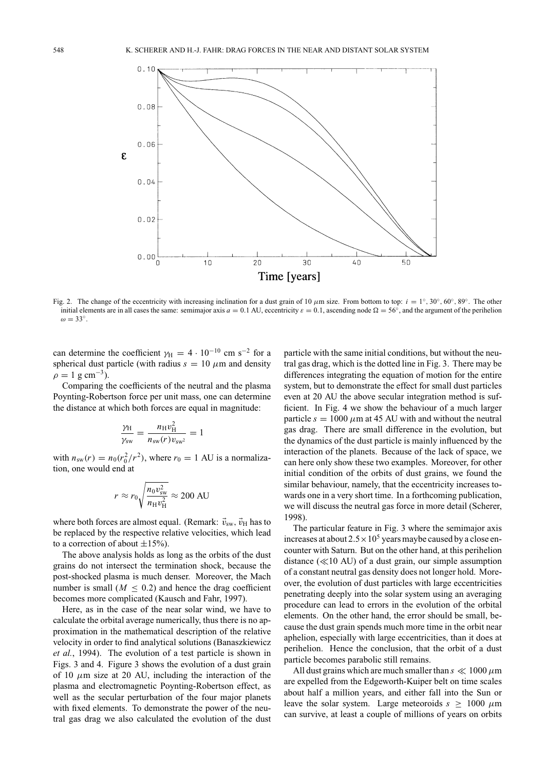Fig. 2. The change of the eccentricity with increasing inclination for a dust grain of 10 $\mu$m size. From bottom to top: $i = 1^\circ, 30^\circ, 60^\circ, 89^\circ$. The other initial elements are in all cases the same: semimajor axis $a = 0.1$ AU, eccentricity $\varepsilon = 0.1$, ascending node $\Omega = 56^\circ$, and the argument of the perihelion $\omega = 33^\circ$.

can determine the coefficient $\gamma_{\rm H} = 4 \cdot 10^{-10}$ cm s$^{-2}$ for a spherical dust particle (with radius $s = 10$ $\mu$m and density $\rho = 1$ g cm$^{-3}$).

Comparing the coefficients of the neutral and the plasma Poynting-Robertson force per unit mass, one can determine the distance at which both forces are equal in magnitude:

$$\frac{\gamma_{\rm H}}{\gamma_{\rm sw}} = \frac{n_{\rm H} v_{\rm H}^2}{n_{\rm sw}(r) v_{\rm sw^2}} = 1$$

with $n_{\rm sw}(r) = n_0(r_0^2/r^2)$, where $r_0 = 1$ AU is a normalization, one would end at

$$r \approx r_0 \sqrt{\frac{n_0 v_{\rm sw}^2}{n_{\rm H} v_{\rm H}^2}} \approx 200 \text{ AU}$$

where both forces are almost equal. (Remark: $\vec{v}_{\rm sw}$, $\vec{v}_{\rm H}$ has to be replaced by the respective relative velocities, which lead to a correction of about $\pm 15\%$).

The above analysis holds as long as the orbits of the dust grains do not intersect the termination shock, because the post-shocked plasma is much denser. Moreover, the Mach number is small ($M \leq 0.2$) and hence the drag coefficient becomes more complicated (Kausch and Fahr, 1997).

Here, as in the case of the near solar wind, we have to calculate the orbital average numerically, thus there is no approximation in the mathematical description of the relative velocity in order to find analytical solutions (Banaszkiewicz *et al.*, 1994). The evolution of a test particle is shown in Figs. 3 and 4. Figure 3 shows the evolution of a dust grain of 10 $\mu$m size at 20 AU, including the interaction of the plasma and electromagnetic Poynting-Robertson effect, as well as the secular perturbation of the four major planets with fixed elements. To demonstrate the power of the neutral gas drag we also calculated the evolution of the dust particle with the same initial conditions, but without the neutral gas drag, which is the dotted line in Fig. 3. There may be differences integrating the equation of motion for the entire system, but to demonstrate the effect for small dust particles even at 20 AU the above secular integration method is sufficient. In Fig. 4 we show the behaviour of a much larger particle $s = 1000$ $\mu$m at 45 AU with and without the neutral gas drag. There are small difference in the evolution, but the dynamics of the dust particle is mainly influenced by the interaction of the planets. Because of the lack of space, we can here only show these two examples. Moreover, for other initial condition of the orbits of dust grains, we found the similar behaviour, namely, that the eccentricity increases towards one in a very short time. In a forthcoming publication, we will discuss the neutral gas force in more detail (Scherer, 1998).

The particular feature in Fig. 3 where the semimajor axis increases at about $2.5 \times 10^5$ years maybe caused by a close encounter with Saturn. But on the other hand, at this perihelion distance ($\ll$10 AU) of a dust grain, our simple assumption of a constant neutral gas density does not longer hold. Moreover, the evolution of dust particles with large eccentricities penetrating deeply into the solar system using an averaging procedure can lead to errors in the evolution of the orbital elements. On the other hand, the error should be small, because the dust grain spends much more time in the orbit near aphelion, especially with large eccentricities, than it does at perihelion. Hence the conclusion, that the orbit of a dust particle becomes parabolic still remains.

All dust grains which are much smaller than $s \ll 1000$ $\mu$m are expelled from the Edgeworth-Kuiper belt on time scales about half a million years, and either fall into the Sun or leave the solar system. Large meteoroids $s \geq 1000$ $\mu$m can survive, at least a couple of millions of years on orbits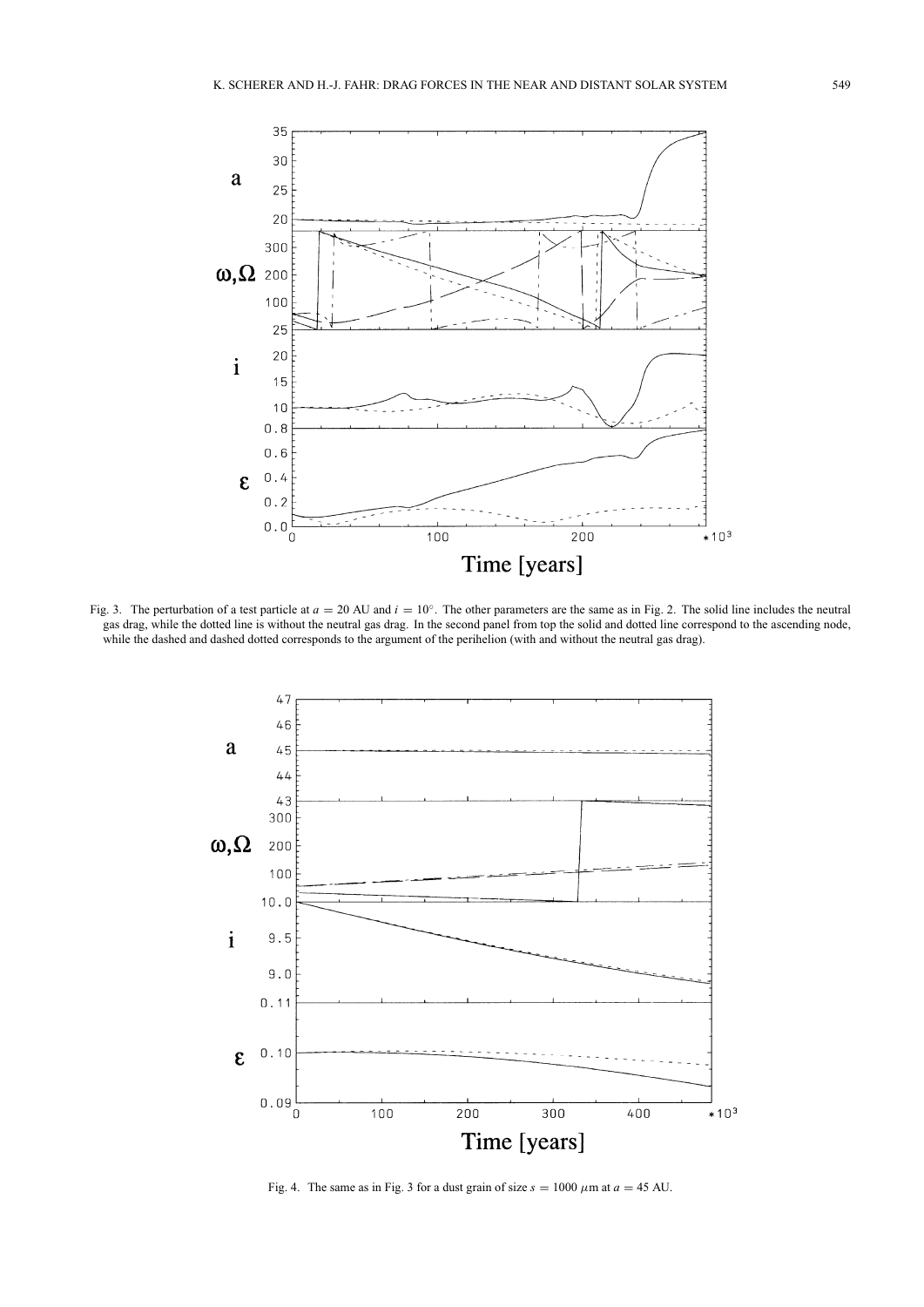Fig. 3. The perturbation of a test particle at $a = 20$ AU and $i = 10°$. The other parameters are the same as in Fig. 2. The solid line includes the neutral gas drag, while the dotted line is without the neutral gas drag. In the second panel from top the solid and dotted line correspond to the ascending node, while the dashed and dashed dotted corresponds to the argument of the perihelion (with and without the neutral gas drag).

Fig. 4. The same as in Fig. 3 for a dust grain of size $s = 1000$ $\mu$m at $a = 45$ AU.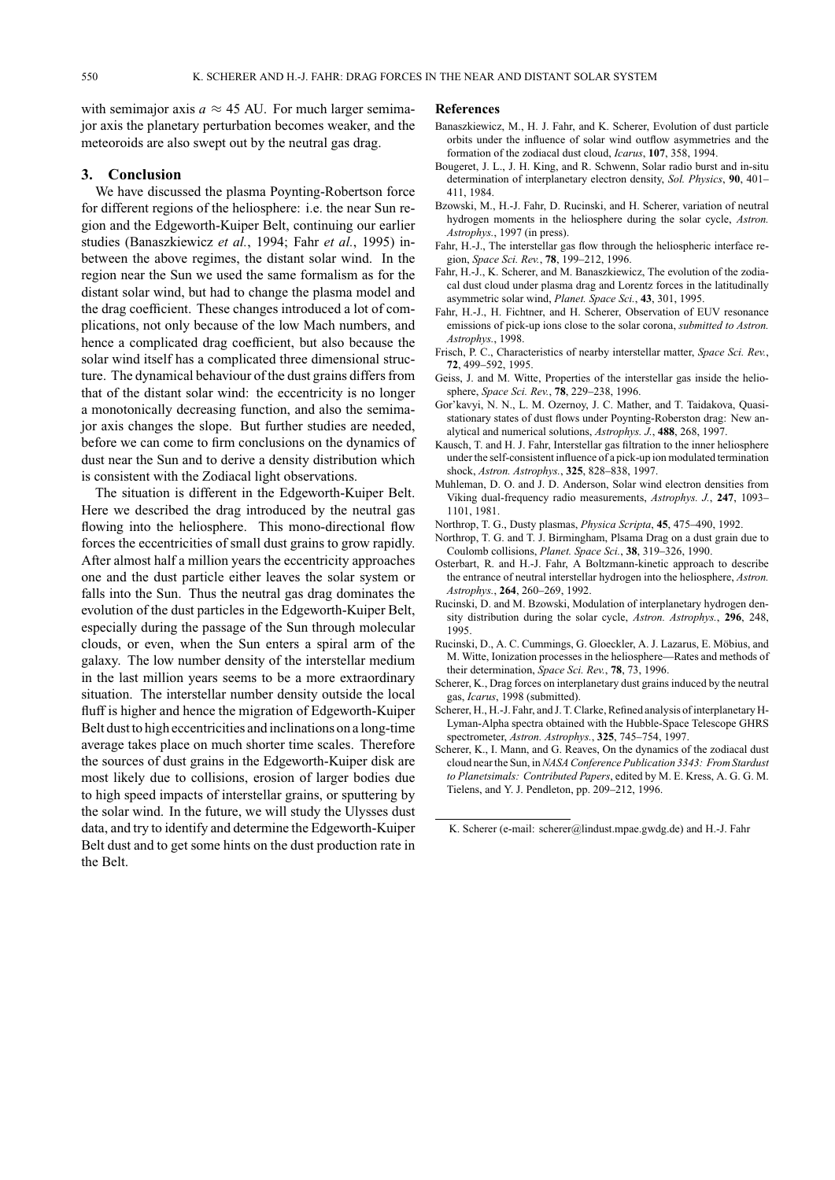with semimajor axis $a \approx 45$ AU. For much larger semimajor axis the planetary perturbation becomes weaker, and the meteoroids are also swept out by the neutral gas drag.

## 3. Conclusion

We have discussed the plasma Poynting-Robertson force for different regions of the heliosphere: i.e. the near Sun region and the Edgeworth-Kuiper Belt, continuing our earlier studies (Banaszkiewicz *et al.*, 1994; Fahr *et al.*, 1995) inbetween the above regimes, the distant solar wind. In the region near the Sun we used the same formalism as for the distant solar wind, but had to change the plasma model and the drag coefficient. These changes introduced a lot of complications, not only because of the low Mach numbers, and hence a complicated drag coefficient, but also because the solar wind itself has a complicated three dimensional structure. The dynamical behaviour of the dust grains differs from that of the distant solar wind: the eccentricity is no longer a monotonically decreasing function, and also the semimajor axis changes the slope. But further studies are needed, before we can come to firm conclusions on the dynamics of dust near the Sun and to derive a density distribution which is consistent with the Zodiacal light observations.

The situation is different in the Edgeworth-Kuiper Belt. Here we described the drag introduced by the neutral gas flowing into the heliosphere. This mono-directional flow forces the eccentricities of small dust grains to grow rapidly. After almost half a million years the eccentricity approaches one and the dust particle either leaves the solar system or falls into the Sun. Thus the neutral gas drag dominates the evolution of the dust particles in the Edgeworth-Kuiper Belt, especially during the passage of the Sun through molecular clouds, or even, when the Sun enters a spiral arm of the galaxy. The low number density of the interstellar medium in the last million years seems to be a more extraordinary situation. The interstellar number density outside the local fluff is higher and hence the migration of Edgeworth-Kuiper Belt dust to high eccentricities and inclinations on a long-time average takes place on much shorter time scales. Therefore the sources of dust grains in the Edgeworth-Kuiper disk are most likely due to collisions, erosion of larger bodies due to high speed impacts of interstellar grains, or sputtering by the solar wind. In the future, we will study the Ulysses dust data, and try to identify and determine the Edgeworth-Kuiper Belt dust and to get some hints on the dust production rate in the Belt.

## References

Banaszkiewicz, M., H. J. Fahr, and K. Scherer, Evolution of dust particle orbits under the influence of solar wind outflow asymmetries and the formation of the zodiacal dust cloud, *Icarus*, **107**, 358, 1994.

Bougeret, J. L., J. H. King, and R. Schwenn, Solar radio burst and in-situ determination of interplanetary electron density, *Sol. Physics*, **90**, 401–411, 1984.

Bzowski, M., H.-J. Fahr, D. Rucinski, and H. Scherer, variation of neutral hydrogen moments in the heliosphere during the solar cycle, *Astron. Astrophys.*, 1997 (in press).

Fahr, H.-J., The interstellar gas flow through the heliospheric interface region, *Space Sci. Rev.*, **78**, 199–212, 1996.

Fahr, H.-J., K. Scherer, and M. Banaszkiewicz, The evolution of the zodiacal dust cloud under plasma drag and Lorentz forces in the latitudinally asymmetric solar wind, *Planet. Space Sci.*, **43**, 301, 1995.

Fahr, H.-J., H. Fichtner, and H. Scherer, Observation of EUV resonance emissions of pick-up ions close to the solar corona, *submitted to Astron. Astrophys.*, 1998.

Frisch, P. C., Characteristics of nearby interstellar matter, *Space Sci. Rev.*, **72**, 499–592, 1995.

Geiss, J. and M. Witte, Properties of the interstellar gas inside the heliosphere, *Space Sci. Rev.*, **78**, 229–238, 1996.

Gor'kavyi, N. N., L. M. Ozernoy, J. C. Mather, and T. Taidakova, Quasistationary states of dust flows under Poynting-Roberston drag: New analytical and numerical solutions, *Astrophys. J.*, **488**, 268, 1997.

Kausch, T. and H. J. Fahr, Interstellar gas filtration to the inner heliosphere under the self-consistent influence of a pick-up ion modulated termination shock, *Astron. Astrophys.*, **325**, 828–838, 1997.

Muhleman, D. O. and J. D. Anderson, Solar wind electron densities from Viking dual-frequency radio measurements, *Astrophys. J.*, **247**, 1093–1101, 1981.

Northrop, T. G., Dusty plasmas, *Physica Scripta*, **45**, 475–490, 1992.

Northrop, T. G. and T. J. Birmingham, Plsama Drag on a dust grain due to Coulomb collisions, *Planet. Space Sci.*, **38**, 319–326, 1990.

Osterbart, R. and H.-J. Fahr, A Boltzmann-kinetic approach to describe the entrance of neutral interstellar hydrogen into the heliosphere, *Astron. Astrophys.*, **264**, 260–269, 1992.

Rucinski, D. and M. Bzowski, Modulation of interplanetary hydrogen density distribution during the solar cycle, *Astron. Astrophys.*, **296**, 248, 1995.

Rucinski, D., A. C. Cummings, G. Gloeckler, A. J. Lazarus, E. Möbius, and M. Witte, Ionization processes in the heliosphere—Rates and methods of their determination, *Space Sci. Rev.*, **78**, 73, 1996.

Scherer, K., Drag forces on interplanetary dust grains induced by the neutral gas, *Icarus*, 1998 (submitted).

Scherer, H., H.-J. Fahr, and J. T. Clarke, Refined analysis of interplanetary H-Lyman-Alpha spectra obtained with the Hubble-Space Telescope GHRS spectrometer, *Astron. Astrophys.*, **325**, 745–754, 1997.

Scherer, K., I. Mann, and G. Reaves, On the dynamics of the zodiacal dust cloud near the Sun, in *NASA Conference Publication 3343: From Stardust to Planetsimals: Contributed Papers*, edited by M. E. Kress, A. G. G. M. Tielens, and Y. J. Pendleton, pp. 209–212, 1996.

---

K. Scherer (e-mail: scherer@lindust.mpae.gwdg.de) and H.-J. Fahr